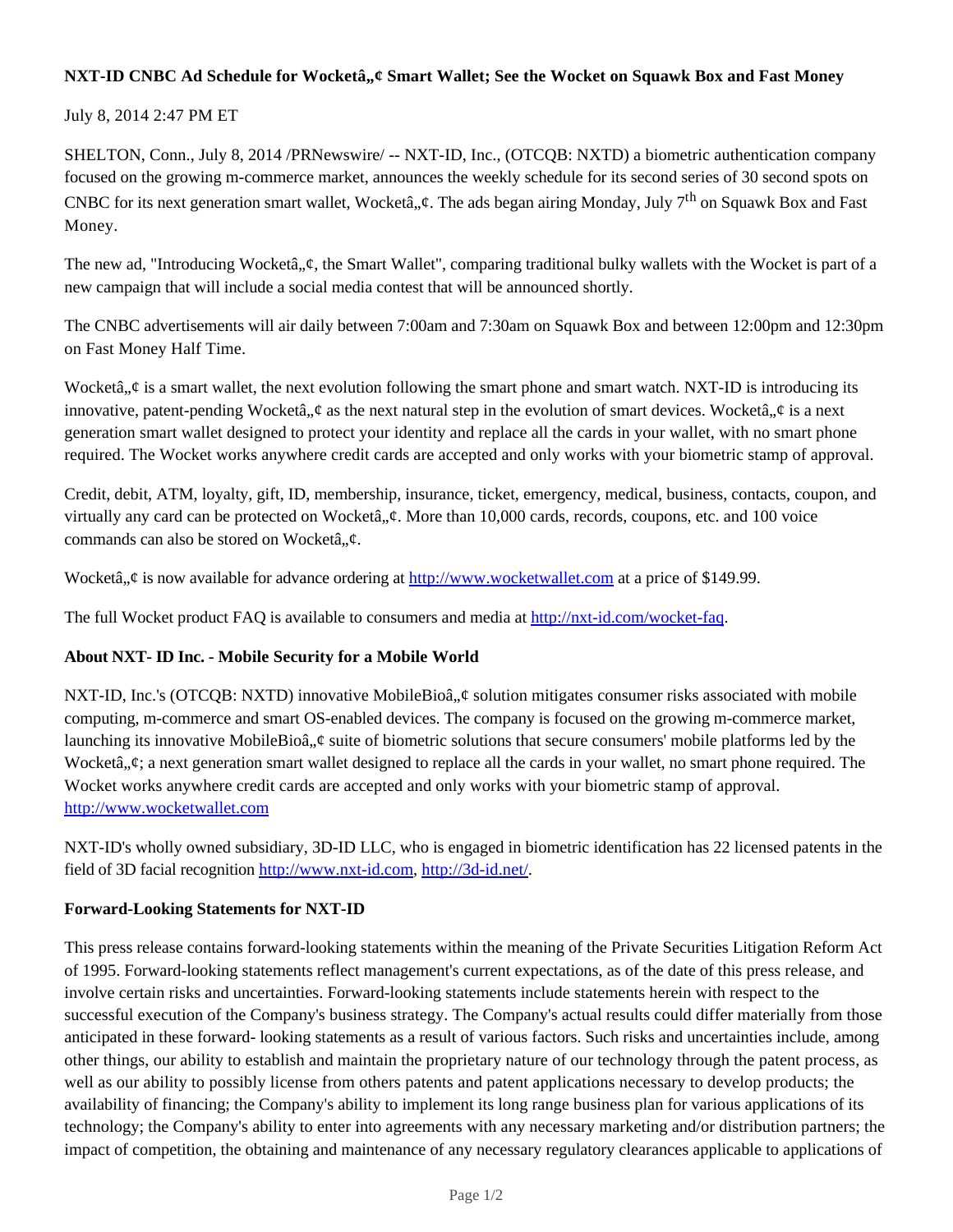**NXT-ID CNBC Ad Schedule for Wocketâ„¢ Smart Wallet; See the Wocket on Squawk Box and Fast Money**

July 8, 2014 2:47 PM ET

SHELTON, Conn., July 8, 2014 /PRNewswire/ -- NXT-ID, Inc., (OTCQB: NXTD) a biometric authentication company focused on the growing m-commerce market, announces the weekly schedule for its second series of 30 second spots on CNBC for its next generation smart wallet, Wocketâ„¢. The ads began airing Monday, July 7th on Squawk Box and Fast Money.

The new ad, "Introducing Wocketâ„¢, the Smart Wallet", comparing traditional bulky wallets with the Wocket is part of a new campaign that will include a social media contest that will be announced shortly.

The CNBC advertisements will air daily between 7:00am and 7:30am on Squawk Box and between 12:00pm and 12:30pm on Fast Money Half Time.

Wocketâ„¢ is a smart wallet, the next evolution following the smart phone and smart watch. NXT-ID is introducing its innovative, patent-pending Wocketâ„¢ as the next natural step in the evolution of smart devices. Wocketâ„¢ is a next generation smart wallet designed to protect your identity and replace all the cards in your wallet, with no smart phone required. The Wocket works anywhere credit cards are accepted and only works with your biometric stamp of approval.

Credit, debit, ATM, loyalty, gift, ID, membership, insurance, ticket, emergency, medical, business, contacts, coupon, and virtually any card can be protected on Wocketâ„¢. More than 10,000 cards, records, coupons, etc. and 100 voice commands can also be stored on Wocketâ„¢.

Wocketâ„¢ is now available for advance ordering at http://www.wocketwallet.com at a price of $149.99.

The full Wocket product FAQ is available to consumers and media at http://nxt-id.com/wocket-faq.

**About NXT- ID Inc. - Mobile Security for a Mobile World**

NXT-ID, Inc.'s (OTCQB: NXTD) innovative MobileBioâ„¢ solution mitigates consumer risks associated with mobile computing, m-commerce and smart OS-enabled devices. The company is focused on the growing m-commerce market, launching its innovative MobileBioâ„¢ suite of biometric solutions that secure consumers' mobile platforms led by the Wocketâ„¢; a next generation smart wallet designed to replace all the cards in your wallet, no smart phone required. The Wocket works anywhere credit cards are accepted and only works with your biometric stamp of approval. http://www.wocketwallet.com

NXT-ID's wholly owned subsidiary, 3D-ID LLC, who is engaged in biometric identification has 22 licensed patents in the field of 3D facial recognition http://www.nxt-id.com, http://3d-id.net/.

**Forward-Looking Statements for NXT-ID**

This press release contains forward-looking statements within the meaning of the Private Securities Litigation Reform Act of 1995. Forward-looking statements reflect management's current expectations, as of the date of this press release, and involve certain risks and uncertainties. Forward-looking statements include statements herein with respect to the successful execution of the Company's business strategy. The Company's actual results could differ materially from those anticipated in these forward- looking statements as a result of various factors. Such risks and uncertainties include, among other things, our ability to establish and maintain the proprietary nature of our technology through the patent process, as well as our ability to possibly license from others patents and patent applications necessary to develop products; the availability of financing; the Company's ability to implement its long range business plan for various applications of its technology; the Company's ability to enter into agreements with any necessary marketing and/or distribution partners; the impact of competition, the obtaining and maintenance of any necessary regulatory clearances applicable to applications of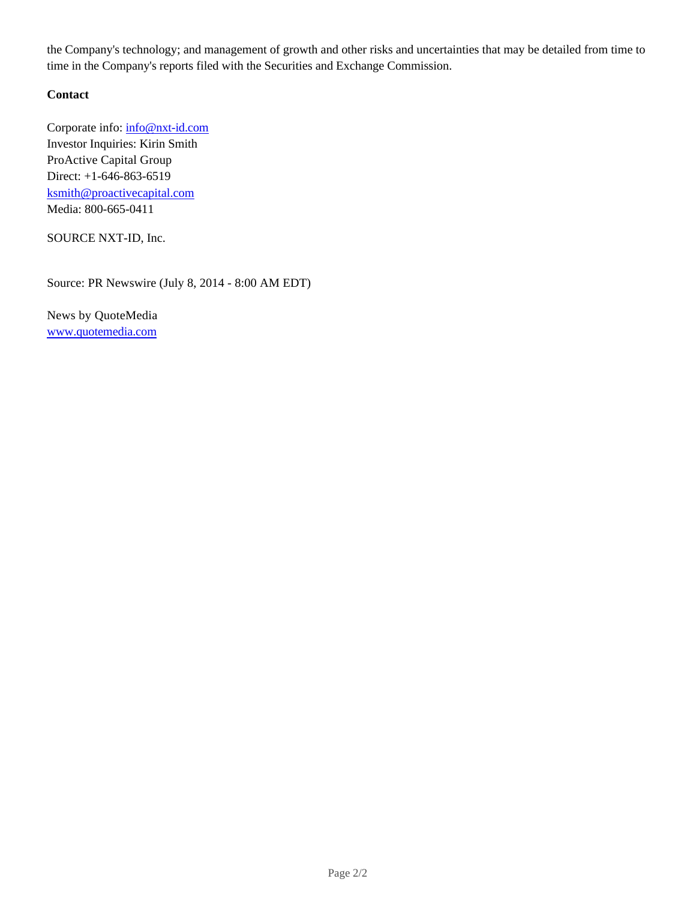the Company's technology; and management of growth and other risks and uncertainties that may be detailed from time to time in the Company's reports filed with the Securities and Exchange Commission.

**Contact**

Corporate info: info@nxt-id.com
Investor Inquiries: Kirin Smith
ProActive Capital Group
Direct: +1-646-863-6519
ksmith@proactivecapital.com
Media: 800-665-0411

SOURCE NXT-ID, Inc.

Source: PR Newswire (July 8, 2014 - 8:00 AM EDT)

News by QuoteMedia
www.quotemedia.com